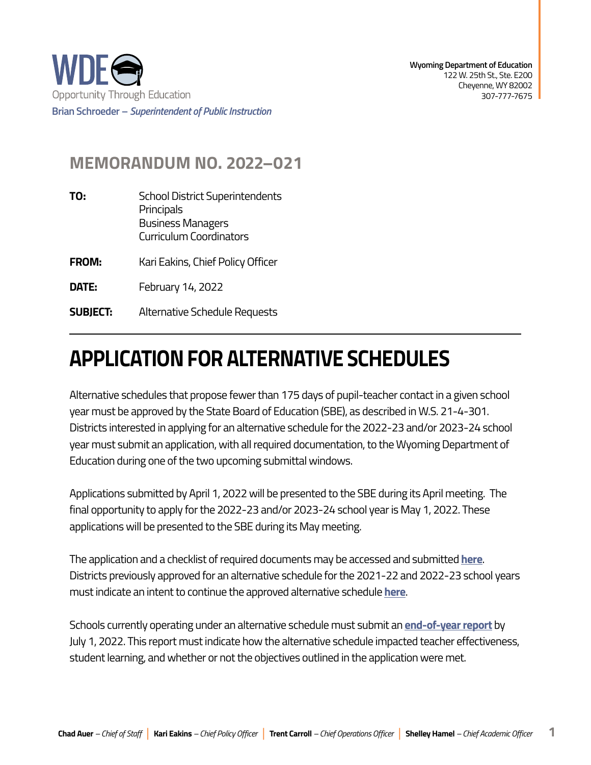WDE
Opportunity Through Education
**Brian Schroeder – *Superintendent of Public Instruction***

**Wyoming Department of Education**
122 W. 25th St., Ste. E200
Cheyenne, WY 82002
307-777-7675

## MEMORANDUM NO. 2022–021

**TO:** School District Superintendents
Principals
Business Managers
Curriculum Coordinators

**FROM:** Kari Eakins, Chief Policy Officer

**DATE:** February 14, 2022

**SUBJECT:** Alternative Schedule Requests

---

# APPLICATION FOR ALTERNATIVE SCHEDULES

Alternative schedules that propose fewer than 175 days of pupil-teacher contact in a given school year must be approved by the State Board of Education (SBE), as described in W.S. 21-4-301. Districts interested in applying for an alternative schedule for the 2022-23 and/or 2023-24 school year must submit an application, with all required documentation, to the Wyoming Department of Education during one of the two upcoming submittal windows.

Applications submitted by April 1, 2022 will be presented to the SBE during its April meeting. The final opportunity to apply for the 2022-23 and/or 2023-24 school year is May 1, 2022. These applications will be presented to the SBE during its May meeting.

The application and a checklist of required documents may be accessed and submitted **here**. Districts previously approved for an alternative schedule for the 2021-22 and 2022-23 school years must indicate an intent to continue the approved alternative schedule **here**.

Schools currently operating under an alternative schedule must submit an **end-of-year report** by July 1, 2022. This report must indicate how the alternative schedule impacted teacher effectiveness, student learning, and whether or not the objectives outlined in the application were met.

**Chad Auer** – *Chief of Staff* | **Kari Eakins** – *Chief Policy Officer* | **Trent Carroll** – *Chief Operations Officer* | **Shelley Hamel** – *Chief Academic Officer*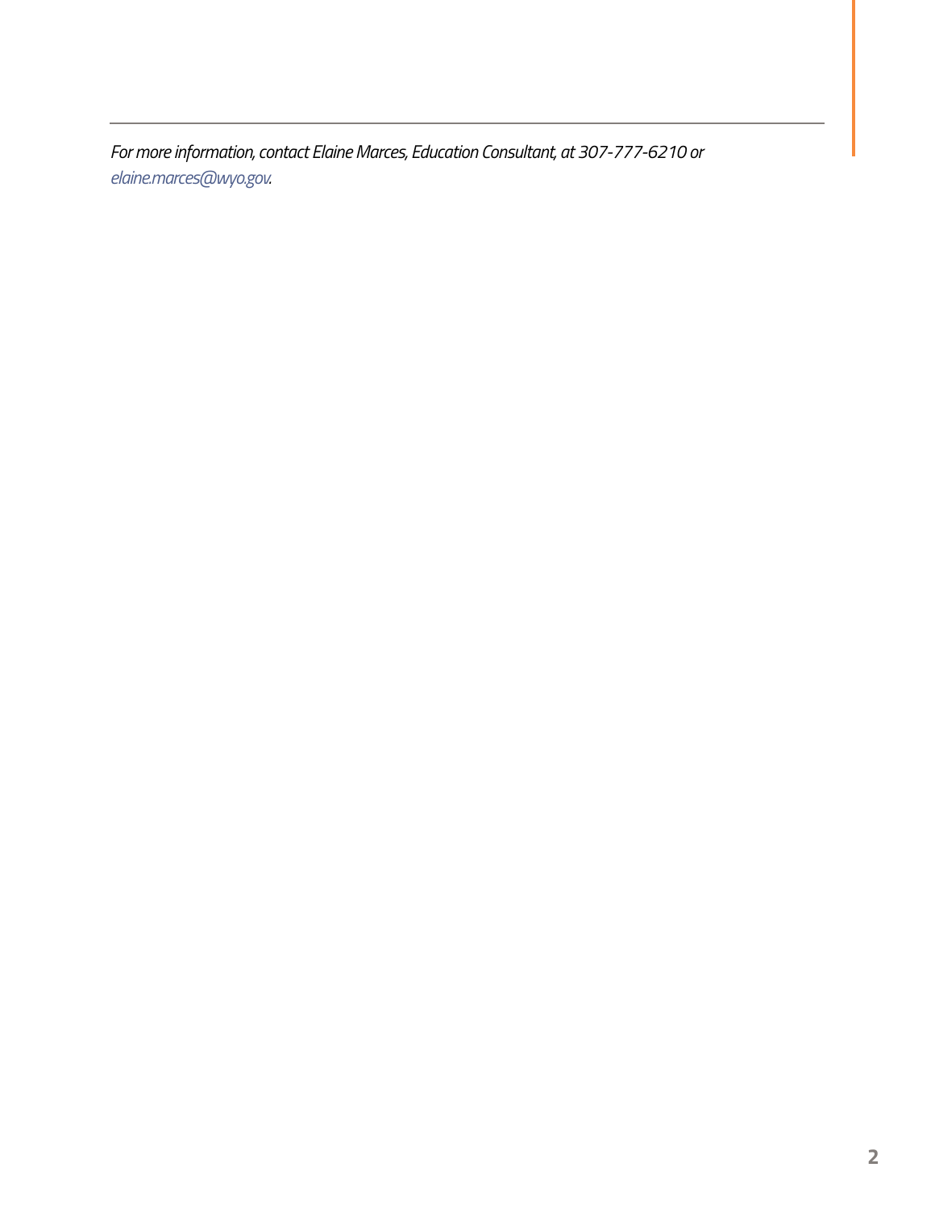---

*For more information, contact Elaine Marces, Education Consultant, at 307-777-6210 or elaine.marces@wyo.gov.*